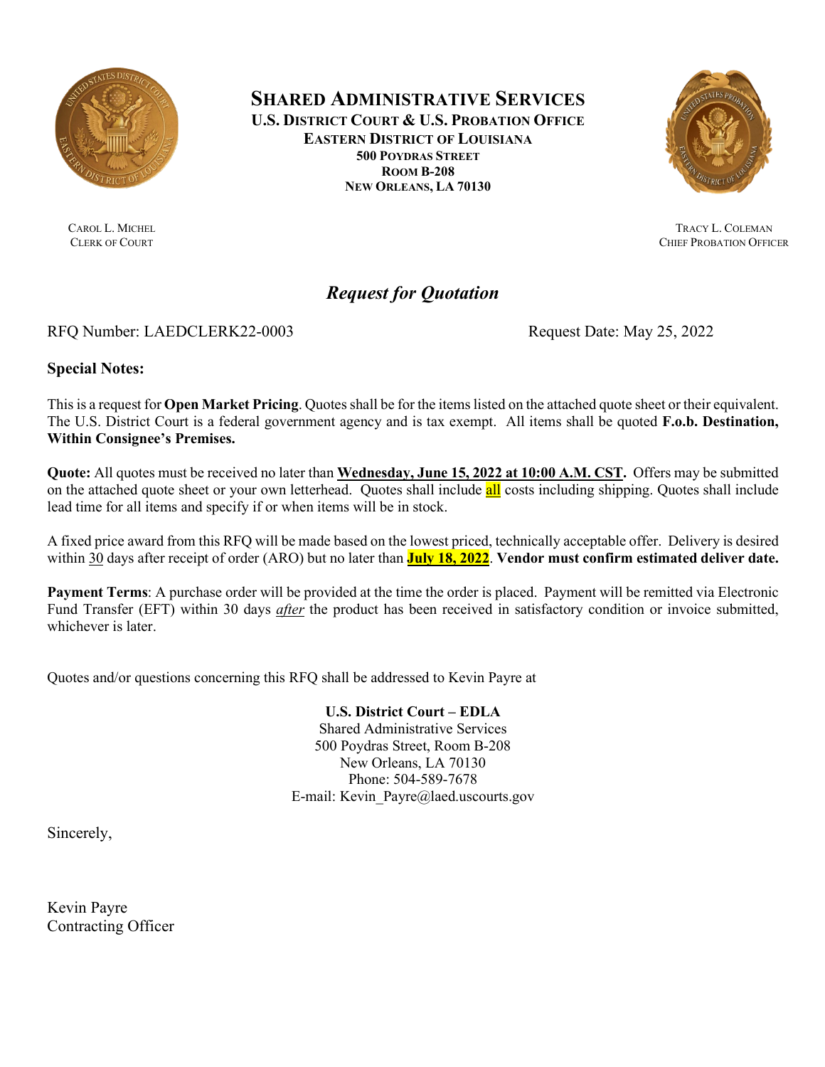# SHARED ADMINISTRATIVE SERVICES

**U.S. DISTRICT COURT & U.S. PROBATION OFFICE**
**EASTERN DISTRICT OF LOUISIANA**
**500 POYDRAS STREET**
**ROOM B-208**
**NEW ORLEANS, LA 70130**

CAROL L. MICHEL
CLERK OF COURT

TRACY L. COLEMAN
CHIEF PROBATION OFFICER

## *Request for Quotation*

RFQ Number: LAEDCLERK22-0003

Request Date: May 25, 2022

**Special Notes:**

This is a request for **Open Market Pricing**. Quotes shall be for the items listed on the attached quote sheet or their equivalent. The U.S. District Court is a federal government agency and is tax exempt. All items shall be quoted **F.o.b. Destination, Within Consignee's Premises.**

**Quote:** All quotes must be received no later than **Wednesday, June 15, 2022 at 10:00 A.M. CST.** Offers may be submitted on the attached quote sheet or your own letterhead. Quotes shall include all costs including shipping. Quotes shall include lead time for all items and specify if or when items will be in stock.

A fixed price award from this RFQ will be made based on the lowest priced, technically acceptable offer. Delivery is desired within 30 days after receipt of order (ARO) but no later than **July 18, 2022**. **Vendor must confirm estimated deliver date.**

**Payment Terms**: A purchase order will be provided at the time the order is placed. Payment will be remitted via Electronic Fund Transfer (EFT) within 30 days *after* the product has been received in satisfactory condition or invoice submitted, whichever is later.

Quotes and/or questions concerning this RFQ shall be addressed to Kevin Payre at

**U.S. District Court – EDLA**
Shared Administrative Services
500 Poydras Street, Room B-208
New Orleans, LA 70130
Phone: 504-589-7678
E-mail: Kevin_Payre@laed.uscourts.gov

Sincerely,

Kevin Payre
Contracting Officer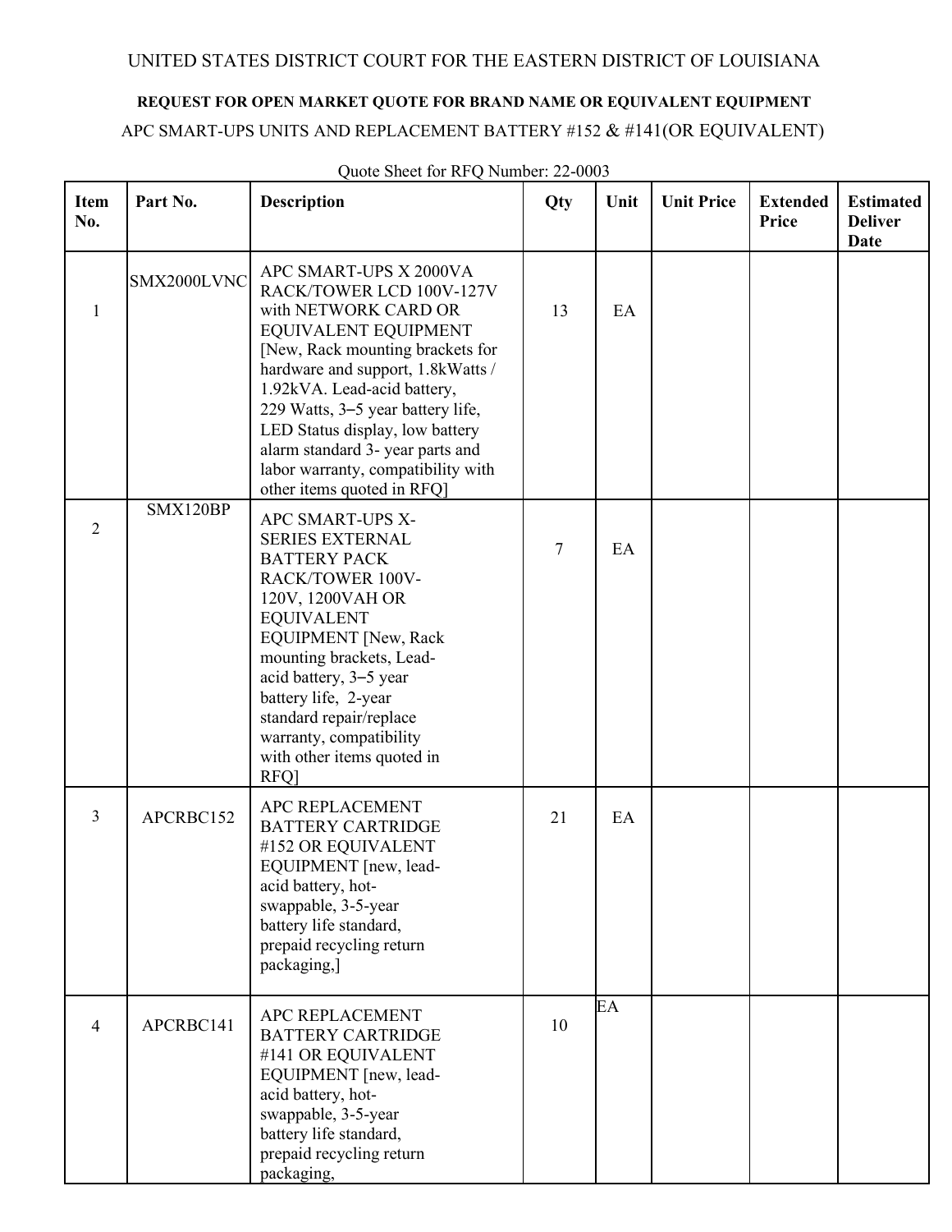UNITED STATES DISTRICT COURT FOR THE EASTERN DISTRICT OF LOUISIANA

**REQUEST FOR OPEN MARKET QUOTE FOR BRAND NAME OR EQUIVALENT EQUIPMENT**

APC SMART-UPS UNITS AND REPLACEMENT BATTERY #152 & #141(OR EQUIVALENT)

Quote Sheet for RFQ Number: 22-0003

| Item No. | Part No. | Description | Qty | Unit | Unit Price | Extended Price | Estimated Deliver Date |
|---|---|---|---|---|---|---|---|
| 1 | SMX2000LVNC | APC SMART-UPS X 2000VA RACK/TOWER LCD 100V-127V with NETWORK CARD OR EQUIVALENT EQUIPMENT [New, Rack mounting brackets for hardware and support, 1.8kWatts / 1.92kVA. Lead-acid battery, 229 Watts, 3–5 year battery life, LED Status display, low battery alarm standard 3- year parts and labor warranty, compatibility with other items quoted in RFQ] | 13 | EA | | | |
| 2 | SMX120BP | APC SMART-UPS X-SERIES EXTERNAL BATTERY PACK RACK/TOWER 100V-120V, 1200VAH OR EQUIVALENT EQUIPMENT [New, Rack mounting brackets, Lead-acid battery, 3–5 year battery life, 2-year standard repair/replace warranty, compatibility with other items quoted in RFQ] | 7 | EA | | | |
| 3 | APCRBC152 | APC REPLACEMENT BATTERY CARTRIDGE #152 OR EQUIVALENT EQUIPMENT [new, lead-acid battery, hot-swappable, 3-5-year battery life standard, prepaid recycling return packaging,] | 21 | EA | | | |
| 4 | APCRBC141 | APC REPLACEMENT BATTERY CARTRIDGE #141 OR EQUIVALENT EQUIPMENT [new, lead-acid battery, hot-swappable, 3-5-year battery life standard, prepaid recycling return packaging, | 10 | EA | | | |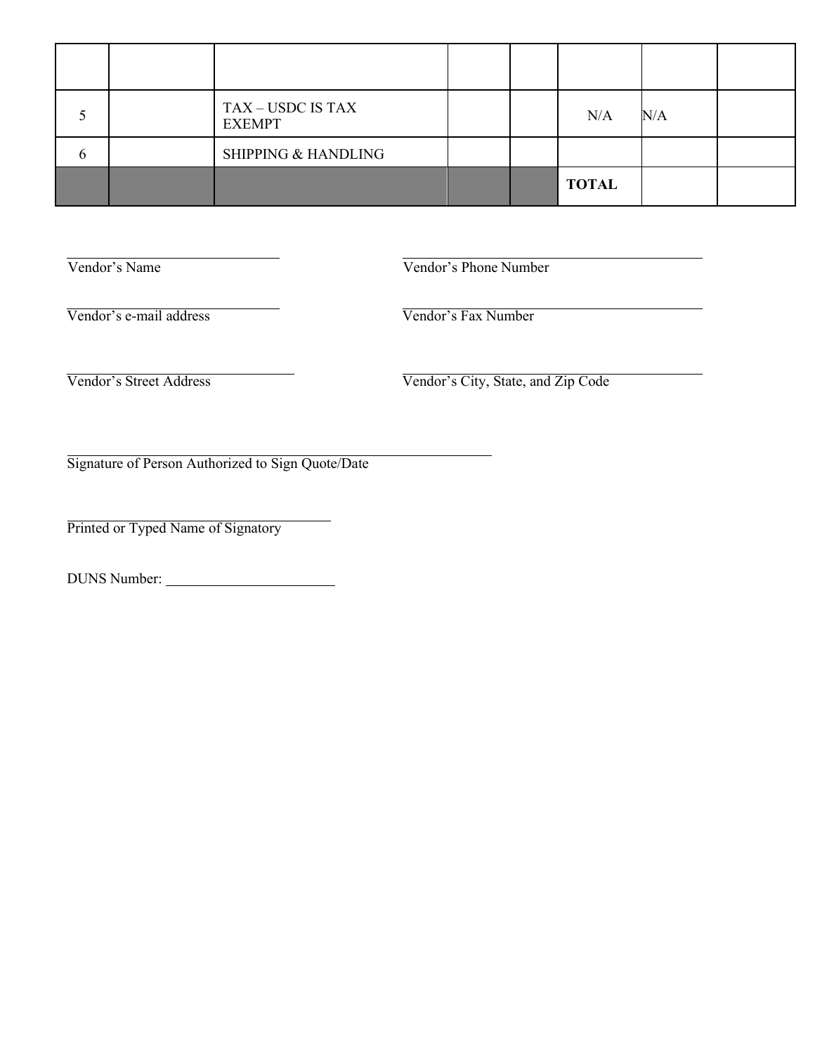| | | | | | | | |
|---|---|---|---|---|---|---|---|
| | | | | | | | |
| 5 | | TAX – USDC IS TAX EXEMPT | | | N/A | N/A | |
| 6 | | SHIPPING & HANDLING | | | | | |
| | | | | | **TOTAL** | | |

Vendor's Name ______________________

Vendor's Phone Number ______________________

Vendor's e-mail address ______________________

Vendor's Fax Number ______________________

Vendor's Street Address ______________________

Vendor's City, State, and Zip Code ______________________

Signature of Person Authorized to Sign Quote/Date ______________________

Printed or Typed Name of Signatory ______________________

DUNS Number: ______________________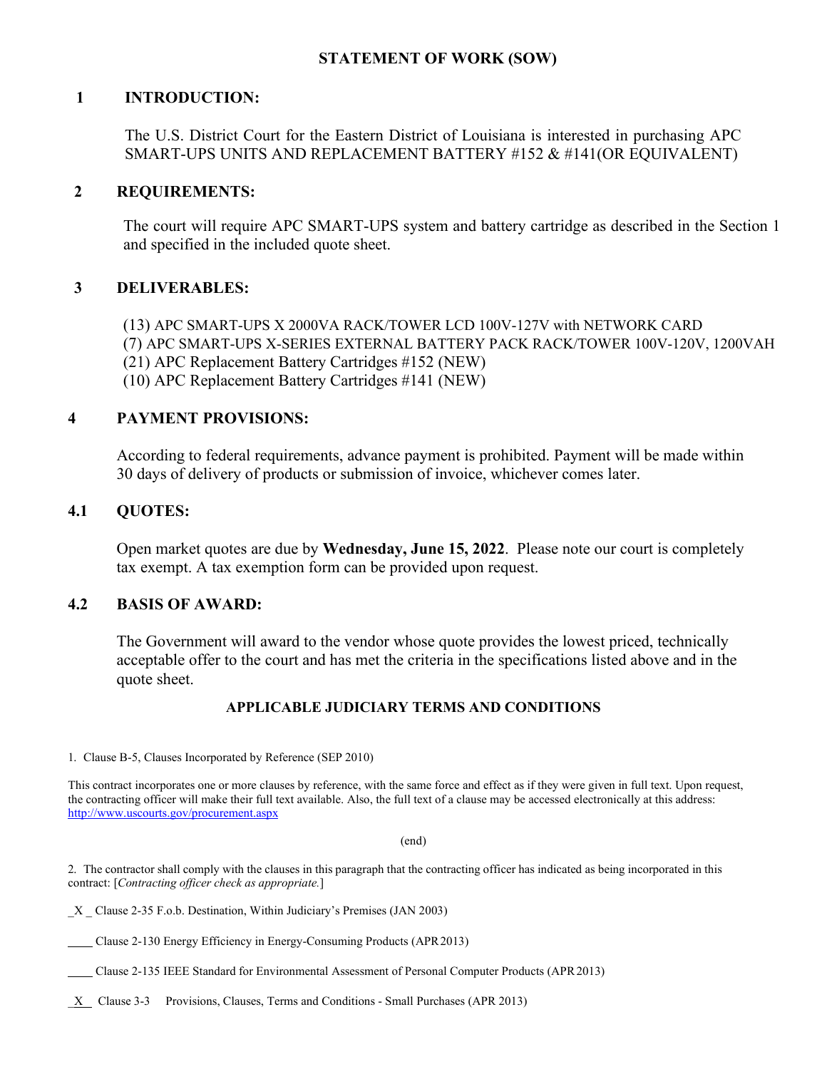# STATEMENT OF WORK (SOW)

## 1 INTRODUCTION:

The U.S. District Court for the Eastern District of Louisiana is interested in purchasing APC SMART-UPS UNITS AND REPLACEMENT BATTERY #152 & #141(OR EQUIVALENT)

## 2 REQUIREMENTS:

The court will require APC SMART-UPS system and battery cartridge as described in the Section 1 and specified in the included quote sheet.

## 3 DELIVERABLES:

(13) APC SMART-UPS X 2000VA RACK/TOWER LCD 100V-127V with NETWORK CARD
(7) APC SMART-UPS X-SERIES EXTERNAL BATTERY PACK RACK/TOWER 100V-120V, 1200VAH
(21) APC Replacement Battery Cartridges #152 (NEW)
(10) APC Replacement Battery Cartridges #141 (NEW)

## 4 PAYMENT PROVISIONS:

According to federal requirements, advance payment is prohibited. Payment will be made within 30 days of delivery of products or submission of invoice, whichever comes later.

## 4.1 QUOTES:

Open market quotes are due by **Wednesday, June 15, 2022**. Please note our court is completely tax exempt. A tax exemption form can be provided upon request.

## 4.2 BASIS OF AWARD:

The Government will award to the vendor whose quote provides the lowest priced, technically acceptable offer to the court and has met the criteria in the specifications listed above and in the quote sheet.

### APPLICABLE JUDICIARY TERMS AND CONDITIONS

1. Clause B-5, Clauses Incorporated by Reference (SEP 2010)

This contract incorporates one or more clauses by reference, with the same force and effect as if they were given in full text. Upon request, the contracting officer will make their full text available. Also, the full text of a clause may be accessed electronically at this address: http://www.uscourts.gov/procurement.aspx

(end)

2. The contractor shall comply with the clauses in this paragraph that the contracting officer has indicated as being incorporated in this contract: [*Contracting officer check as appropriate.*]

_X_ Clause 2-35 F.o.b. Destination, Within Judiciary's Premises (JAN 2003)

____ Clause 2-130 Energy Efficiency in Energy-Consuming Products (APR 2013)

____ Clause 2-135 IEEE Standard for Environmental Assessment of Personal Computer Products (APR 2013)

_X_ Clause 3-3 Provisions, Clauses, Terms and Conditions - Small Purchases (APR 2013)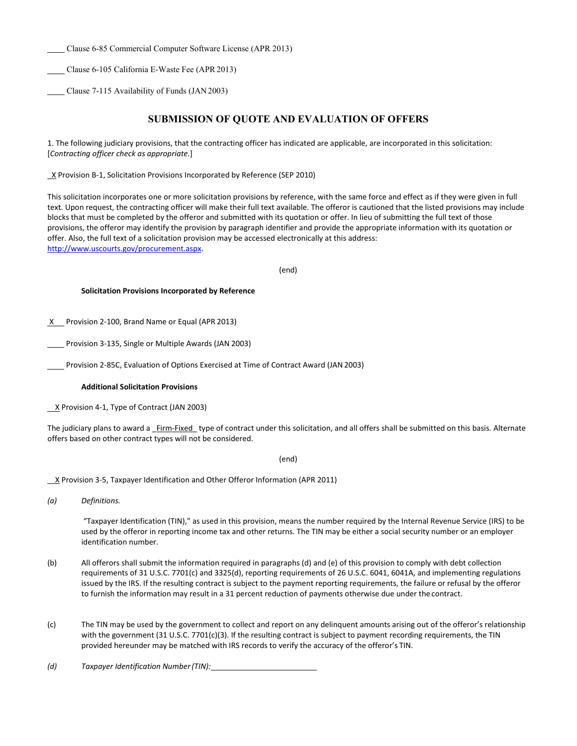____ Clause 6-85 Commercial Computer Software License (APR 2013)

____ Clause 6-105 California E-Waste Fee (APR 2013)

____ Clause 7-115 Availability of Funds (JAN 2003)

## SUBMISSION OF QUOTE AND EVALUATION OF OFFERS

1. The following judiciary provisions, that the contracting officer has indicated are applicable, are incorporated in this solicitation: [*Contracting officer check as appropriate.*]

_X_ Provision B-1, Solicitation Provisions Incorporated by Reference (SEP 2010)

This solicitation incorporates one or more solicitation provisions by reference, with the same force and effect as if they were given in full text. Upon request, the contracting officer will make their full text available. The offeror is cautioned that the listed provisions may include blocks that must be completed by the offeror and submitted with its quotation or offer. In lieu of submitting the full text of those provisions, the offeror may identify the provision by paragraph identifier and provide the appropriate information with its quotation or offer. Also, the full text of a solicitation provision may be accessed electronically at this address: http://www.uscourts.gov/procurement.aspx.

(end)

**Solicitation Provisions Incorporated by Reference**

_X_ Provision 2-100, Brand Name or Equal (APR 2013)

____ Provision 3-135, Single or Multiple Awards (JAN 2003)

____ Provision 2-85C, Evaluation of Options Exercised at Time of Contract Award (JAN 2003)

**Additional Solicitation Provisions**

_X_ Provision 4-1, Type of Contract (JAN 2003)

The judiciary plans to award a _Firm-Fixed_ type of contract under this solicitation, and all offers shall be submitted on this basis. Alternate offers based on other contract types will not be considered.

(end)

_X_ Provision 3-5, Taxpayer Identification and Other Offeror Information (APR 2011)

*(a)* *Definitions.*

"Taxpayer Identification (TIN)," as used in this provision, means the number required by the Internal Revenue Service (IRS) to be used by the offeror in reporting income tax and other returns. The TIN may be either a social security number or an employer identification number.

(b) All offerors shall submit the information required in paragraphs (d) and (e) of this provision to comply with debt collection requirements of 31 U.S.C. 7701(c) and 3325(d), reporting requirements of 26 U.S.C. 6041, 6041A, and implementing regulations issued by the IRS. If the resulting contract is subject to the payment reporting requirements, the failure or refusal by the offeror to furnish the information may result in a 31 percent reduction of payments otherwise due under the contract.

(c) The TIN may be used by the government to collect and report on any delinquent amounts arising out of the offeror's relationship with the government (31 U.S.C. 7701(c)(3). If the resulting contract is subject to payment recording requirements, the TIN provided hereunder may be matched with IRS records to verify the accuracy of the offeror's TIN.

*(d)* *Taxpayer Identification Number (TIN):* ________________________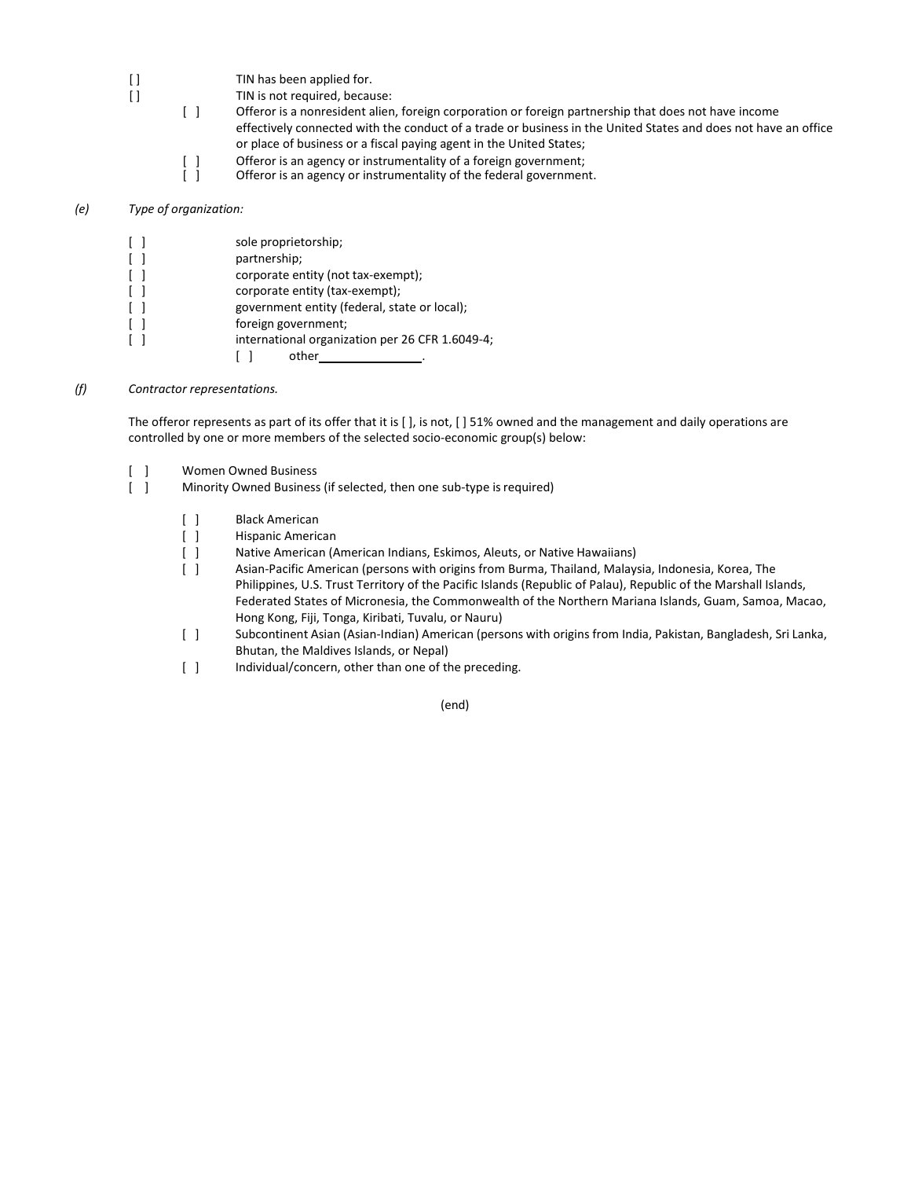[ ] TIN has been applied for.

[ ] TIN is not required, because:

- [ ] Offeror is a nonresident alien, foreign corporation or foreign partnership that does not have income effectively connected with the conduct of a trade or business in the United States and does not have an office or place of business or a fiscal paying agent in the United States;
- [ ] Offeror is an agency or instrumentality of a foreign government;
- [ ] Offeror is an agency or instrumentality of the federal government.

*(e) Type of organization:*

[ ] sole proprietorship;

[ ] partnership;

[ ] corporate entity (not tax-exempt);

[ ] corporate entity (tax-exempt);

[ ] government entity (federal, state or local);

[ ] foreign government;

[ ] international organization per 26 CFR 1.6049-4;

[ ] other________________.

*(f) Contractor representations.*

The offeror represents as part of its offer that it is [ ], is not, [ ] 51% owned and the management and daily operations are controlled by one or more members of the selected socio-economic group(s) below:

[ ] Women Owned Business

[ ] Minority Owned Business (if selected, then one sub-type is required)

- [ ] Black American
- [ ] Hispanic American
- [ ] Native American (American Indians, Eskimos, Aleuts, or Native Hawaiians)
- [ ] Asian-Pacific American (persons with origins from Burma, Thailand, Malaysia, Indonesia, Korea, The Philippines, U.S. Trust Territory of the Pacific Islands (Republic of Palau), Republic of the Marshall Islands, Federated States of Micronesia, the Commonwealth of the Northern Mariana Islands, Guam, Samoa, Macao, Hong Kong, Fiji, Tonga, Kiribati, Tuvalu, or Nauru)
- [ ] Subcontinent Asian (Asian-Indian) American (persons with origins from India, Pakistan, Bangladesh, Sri Lanka, Bhutan, the Maldives Islands, or Nepal)
- [ ] Individual/concern, other than one of the preceding.

(end)